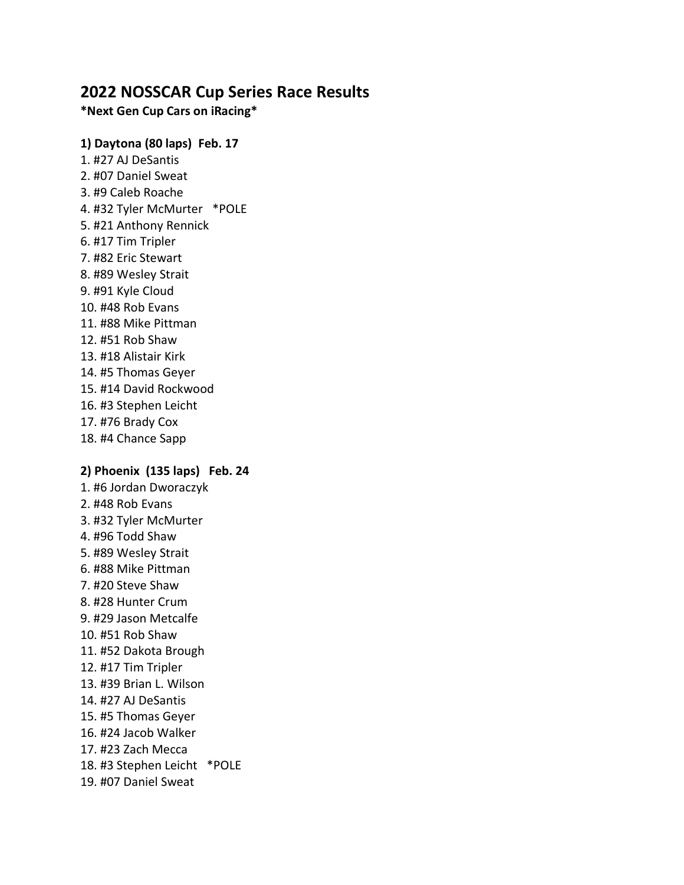## 2022 NOSSCAR Cup Series Race Results

**\*Next Gen Cup Cars on iRacing\***

**1) Daytona (80 laps) Feb. 17**

1. #27 AJ DeSantis
2. #07 Daniel Sweat
3. #9 Caleb Roache
4. #32 Tyler McMurter *POLE
5. #21 Anthony Rennick
6. #17 Tim Tripler
7. #82 Eric Stewart
8. #89 Wesley Strait
9. #91 Kyle Cloud
10. #48 Rob Evans
11. #88 Mike Pittman
12. #51 Rob Shaw
13. #18 Alistair Kirk
14. #5 Thomas Geyer
15. #14 David Rockwood
16. #3 Stephen Leicht
17. #76 Brady Cox
18. #4 Chance Sapp

**2) Phoenix (135 laps) Feb. 24**

1. #6 Jordan Dworaczyk
2. #48 Rob Evans
3. #32 Tyler McMurter
4. #96 Todd Shaw
5. #89 Wesley Strait
6. #88 Mike Pittman
7. #20 Steve Shaw
8. #28 Hunter Crum
9. #29 Jason Metcalfe
10. #51 Rob Shaw
11. #52 Dakota Brough
12. #17 Tim Tripler
13. #39 Brian L. Wilson
14. #27 AJ DeSantis
15. #5 Thomas Geyer
16. #24 Jacob Walker
17. #23 Zach Mecca
18. #3 Stephen Leicht *POLE
19. #07 Daniel Sweat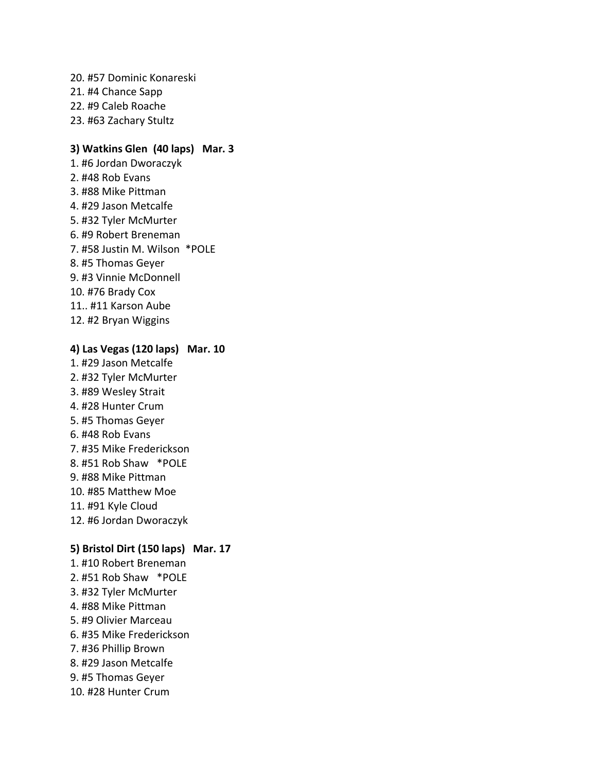20. #57 Dominic Konareski
21. #4 Chance Sapp
22. #9 Caleb Roache
23. #63 Zachary Stultz

**3) Watkins Glen (40 laps) Mar. 3**

1. #6 Jordan Dworaczyk
2. #48 Rob Evans
3. #88 Mike Pittman
4. #29 Jason Metcalfe
5. #32 Tyler McMurter
6. #9 Robert Breneman
7. #58 Justin M. Wilson *POLE
8. #5 Thomas Geyer
9. #3 Vinnie McDonnell
10. #76 Brady Cox
11.. #11 Karson Aube
12. #2 Bryan Wiggins

**4) Las Vegas (120 laps) Mar. 10**

1. #29 Jason Metcalfe
2. #32 Tyler McMurter
3. #89 Wesley Strait
4. #28 Hunter Crum
5. #5 Thomas Geyer
6. #48 Rob Evans
7. #35 Mike Frederickson
8. #51 Rob Shaw *POLE
9. #88 Mike Pittman
10. #85 Matthew Moe
11. #91 Kyle Cloud
12. #6 Jordan Dworaczyk

**5) Bristol Dirt (150 laps) Mar. 17**

1. #10 Robert Breneman
2. #51 Rob Shaw *POLE
3. #32 Tyler McMurter
4. #88 Mike Pittman
5. #9 Olivier Marceau
6. #35 Mike Frederickson
7. #36 Phillip Brown
8. #29 Jason Metcalfe
9. #5 Thomas Geyer
10. #28 Hunter Crum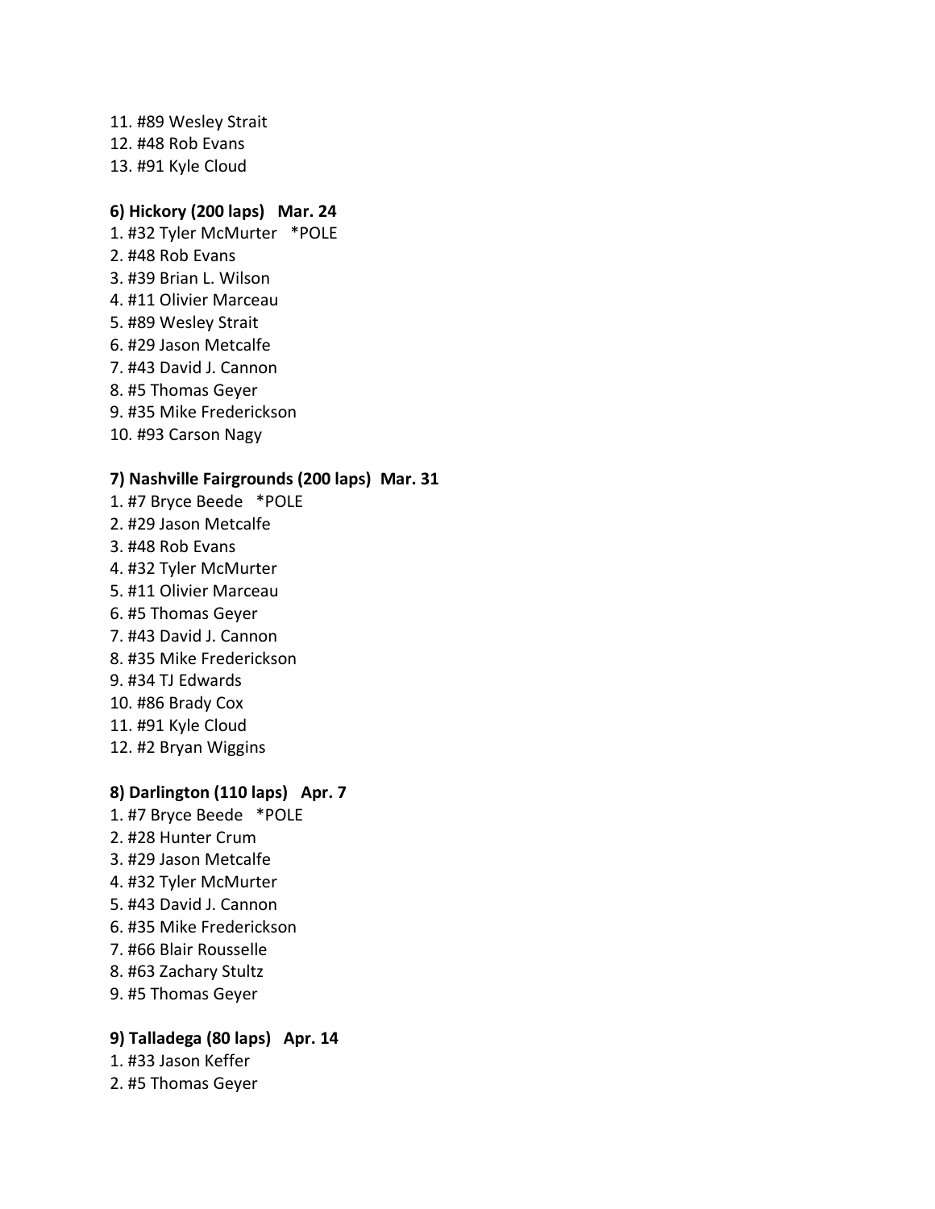11. #89 Wesley Strait
12. #48 Rob Evans
13. #91 Kyle Cloud

**6) Hickory (200 laps) Mar. 24**

1. #32 Tyler McMurter *POLE
2. #48 Rob Evans
3. #39 Brian L. Wilson
4. #11 Olivier Marceau
5. #89 Wesley Strait
6. #29 Jason Metcalfe
7. #43 David J. Cannon
8. #5 Thomas Geyer
9. #35 Mike Frederickson
10. #93 Carson Nagy

**7) Nashville Fairgrounds (200 laps) Mar. 31**

1. #7 Bryce Beede *POLE
2. #29 Jason Metcalfe
3. #48 Rob Evans
4. #32 Tyler McMurter
5. #11 Olivier Marceau
6. #5 Thomas Geyer
7. #43 David J. Cannon
8. #35 Mike Frederickson
9. #34 TJ Edwards
10. #86 Brady Cox
11. #91 Kyle Cloud
12. #2 Bryan Wiggins

**8) Darlington (110 laps) Apr. 7**

1. #7 Bryce Beede *POLE
2. #28 Hunter Crum
3. #29 Jason Metcalfe
4. #32 Tyler McMurter
5. #43 David J. Cannon
6. #35 Mike Frederickson
7. #66 Blair Rousselle
8. #63 Zachary Stultz
9. #5 Thomas Geyer

**9) Talladega (80 laps) Apr. 14**

1. #33 Jason Keffer
2. #5 Thomas Geyer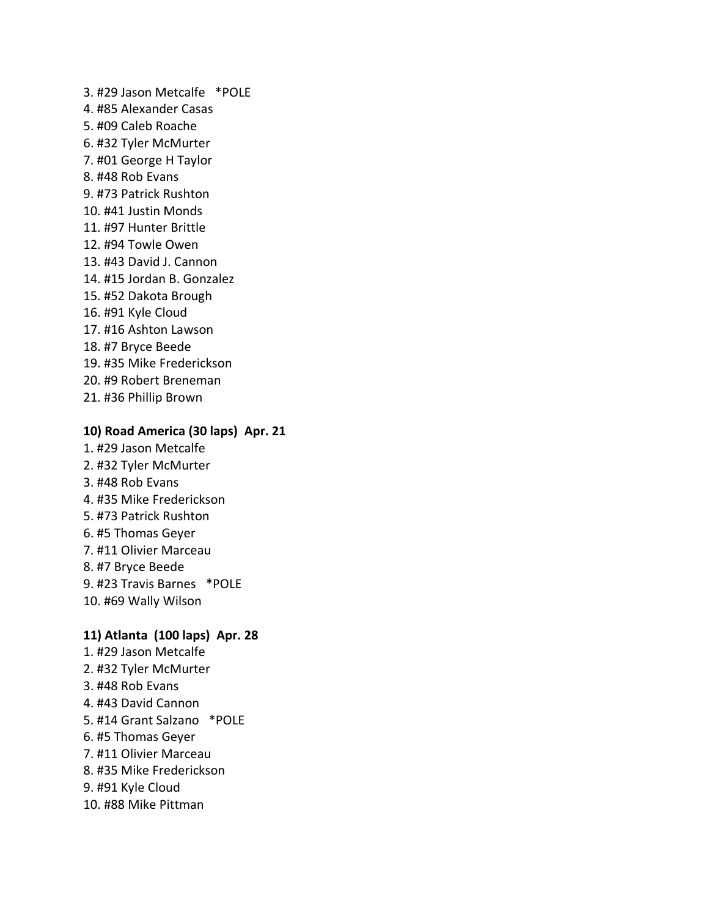3. #29 Jason Metcalfe *POLE
4. #85 Alexander Casas
5. #09 Caleb Roache
6. #32 Tyler McMurter
7. #01 George H Taylor
8. #48 Rob Evans
9. #73 Patrick Rushton
10. #41 Justin Monds
11. #97 Hunter Brittle
12. #94 Towle Owen
13. #43 David J. Cannon
14. #15 Jordan B. Gonzalez
15. #52 Dakota Brough
16. #91 Kyle Cloud
17. #16 Ashton Lawson
18. #7 Bryce Beede
19. #35 Mike Frederickson
20. #9 Robert Breneman
21. #36 Phillip Brown

**10) Road America (30 laps) Apr. 21**

1. #29 Jason Metcalfe
2. #32 Tyler McMurter
3. #48 Rob Evans
4. #35 Mike Frederickson
5. #73 Patrick Rushton
6. #5 Thomas Geyer
7. #11 Olivier Marceau
8. #7 Bryce Beede
9. #23 Travis Barnes *POLE
10. #69 Wally Wilson

**11) Atlanta (100 laps) Apr. 28**

1. #29 Jason Metcalfe
2. #32 Tyler McMurter
3. #48 Rob Evans
4. #43 David Cannon
5. #14 Grant Salzano *POLE
6. #5 Thomas Geyer
7. #11 Olivier Marceau
8. #35 Mike Frederickson
9. #91 Kyle Cloud
10. #88 Mike Pittman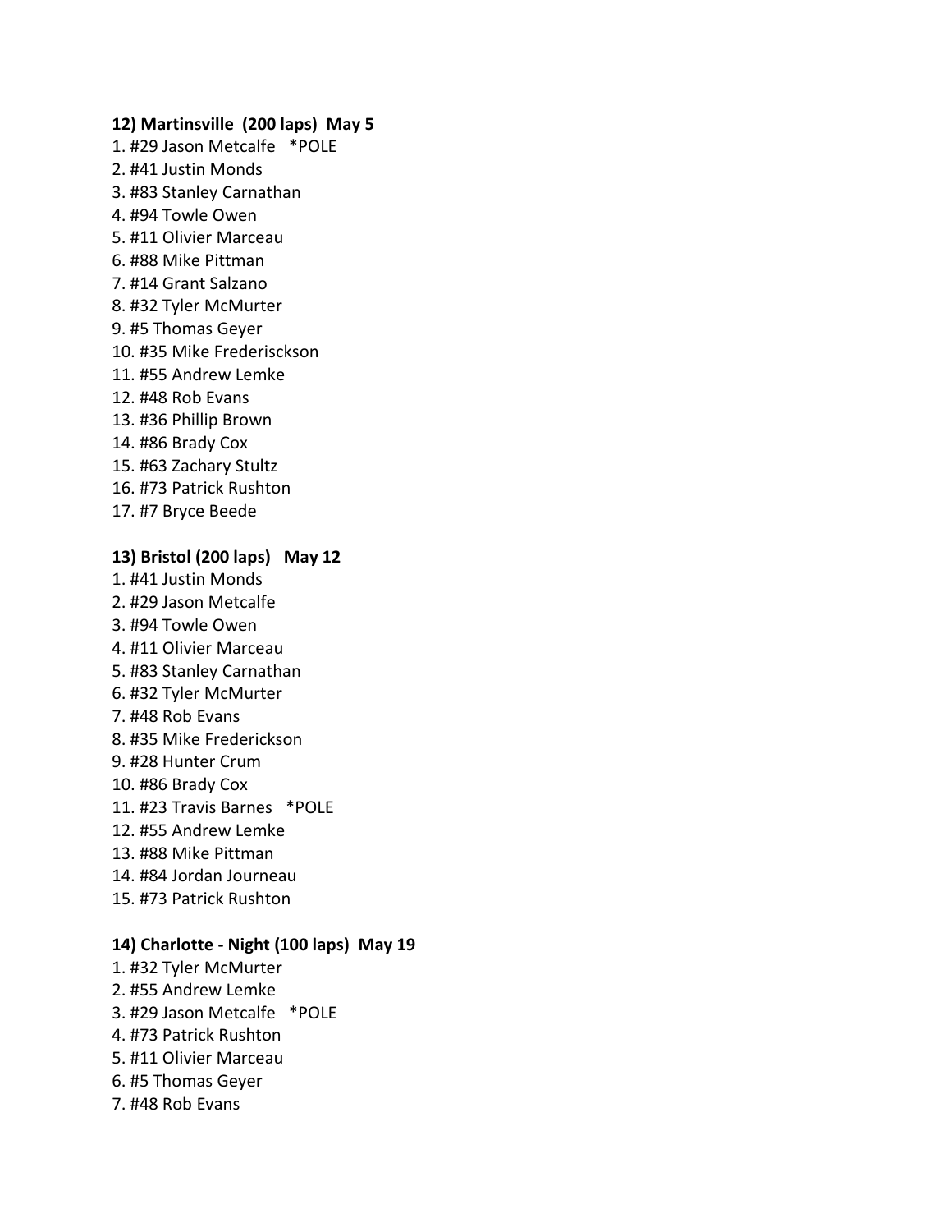**12) Martinsville (200 laps) May 5**

1. #29 Jason Metcalfe *POLE
2. #41 Justin Monds
3. #83 Stanley Carnathan
4. #94 Towle Owen
5. #11 Olivier Marceau
6. #88 Mike Pittman
7. #14 Grant Salzano
8. #32 Tyler McMurter
9. #5 Thomas Geyer
10. #35 Mike Frederisckson
11. #55 Andrew Lemke
12. #48 Rob Evans
13. #36 Phillip Brown
14. #86 Brady Cox
15. #63 Zachary Stultz
16. #73 Patrick Rushton
17. #7 Bryce Beede

**13) Bristol (200 laps) May 12**

1. #41 Justin Monds
2. #29 Jason Metcalfe
3. #94 Towle Owen
4. #11 Olivier Marceau
5. #83 Stanley Carnathan
6. #32 Tyler McMurter
7. #48 Rob Evans
8. #35 Mike Frederickson
9. #28 Hunter Crum
10. #86 Brady Cox
11. #23 Travis Barnes *POLE
12. #55 Andrew Lemke
13. #88 Mike Pittman
14. #84 Jordan Journeau
15. #73 Patrick Rushton

**14) Charlotte - Night (100 laps) May 19**

1. #32 Tyler McMurter
2. #55 Andrew Lemke
3. #29 Jason Metcalfe *POLE
4. #73 Patrick Rushton
5. #11 Olivier Marceau
6. #5 Thomas Geyer
7. #48 Rob Evans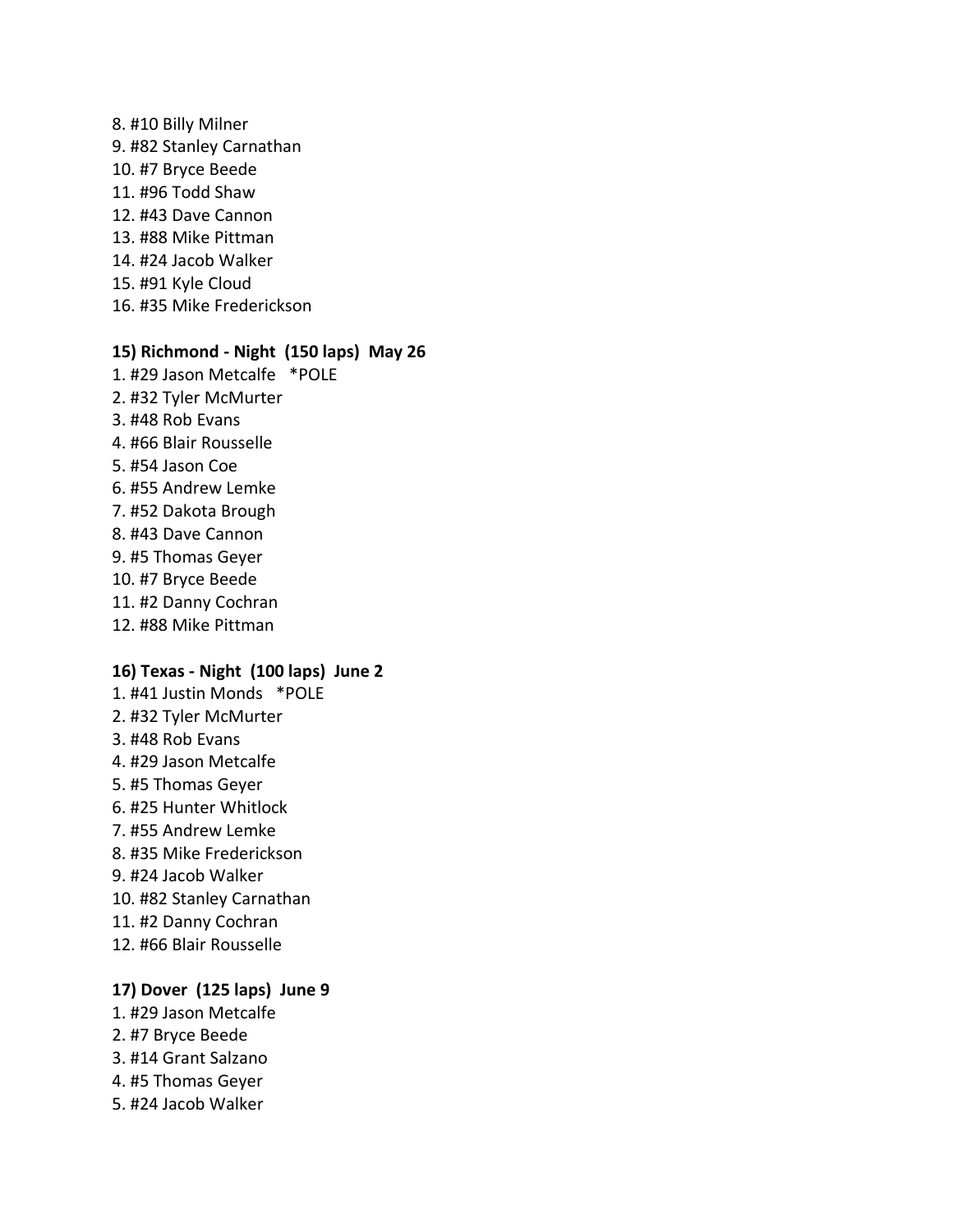8. #10 Billy Milner
9. #82 Stanley Carnathan
10. #7 Bryce Beede
11. #96 Todd Shaw
12. #43 Dave Cannon
13. #88 Mike Pittman
14. #24 Jacob Walker
15. #91 Kyle Cloud
16. #35 Mike Frederickson

**15) Richmond - Night (150 laps) May 26**

1. #29 Jason Metcalfe *POLE
2. #32 Tyler McMurter
3. #48 Rob Evans
4. #66 Blair Rousselle
5. #54 Jason Coe
6. #55 Andrew Lemke
7. #52 Dakota Brough
8. #43 Dave Cannon
9. #5 Thomas Geyer
10. #7 Bryce Beede
11. #2 Danny Cochran
12. #88 Mike Pittman

**16) Texas - Night (100 laps) June 2**

1. #41 Justin Monds *POLE
2. #32 Tyler McMurter
3. #48 Rob Evans
4. #29 Jason Metcalfe
5. #5 Thomas Geyer
6. #25 Hunter Whitlock
7. #55 Andrew Lemke
8. #35 Mike Frederickson
9. #24 Jacob Walker
10. #82 Stanley Carnathan
11. #2 Danny Cochran
12. #66 Blair Rousselle

**17) Dover (125 laps) June 9**

1. #29 Jason Metcalfe
2. #7 Bryce Beede
3. #14 Grant Salzano
4. #5 Thomas Geyer
5. #24 Jacob Walker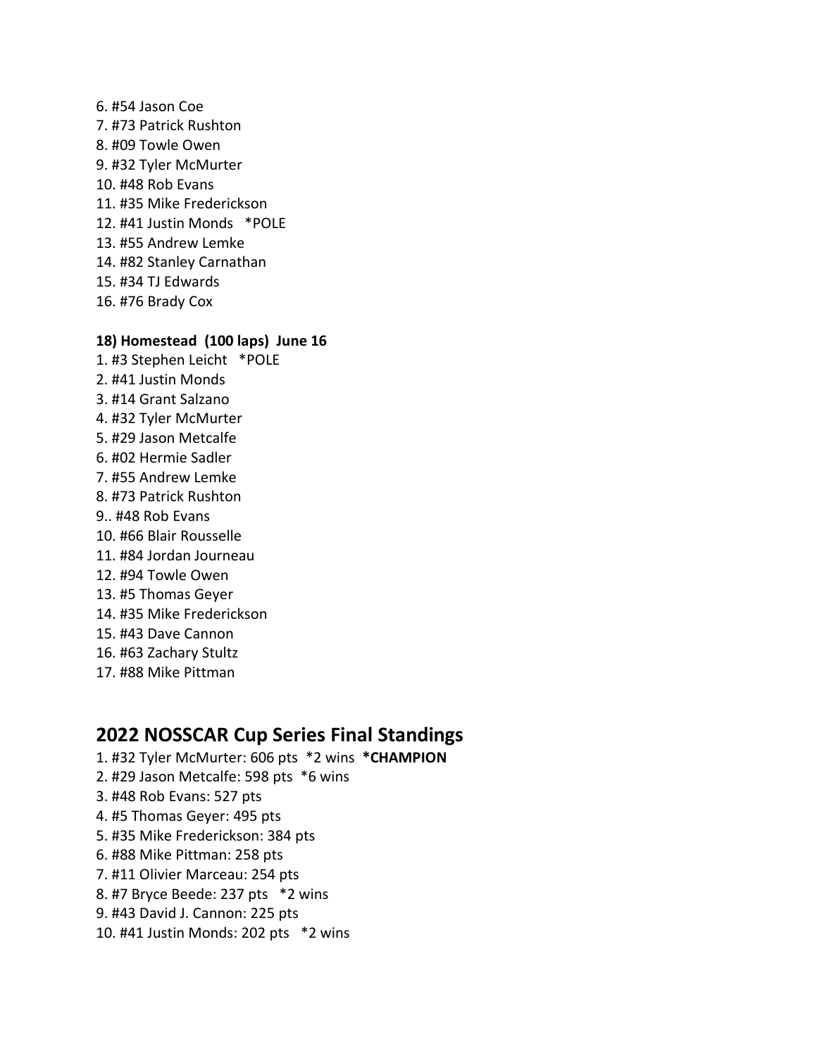6. #54 Jason Coe
7. #73 Patrick Rushton
8. #09 Towle Owen
9. #32 Tyler McMurter
10. #48 Rob Evans
11. #35 Mike Frederickson
12. #41 Justin Monds   *POLE
13. #55 Andrew Lemke
14. #82 Stanley Carnathan
15. #34 TJ Edwards
16. #76 Brady Cox

**18) Homestead  (100 laps)  June 16**

1. #3 Stephen Leicht   *POLE
2. #41 Justin Monds
3. #14 Grant Salzano
4. #32 Tyler McMurter
5. #29 Jason Metcalfe
6. #02 Hermie Sadler
7. #55 Andrew Lemke
8. #73 Patrick Rushton
9.. #48 Rob Evans
10. #66 Blair Rousselle
11. #84 Jordan Journeau
12. #94 Towle Owen
13. #5 Thomas Geyer
14. #35 Mike Frederickson
15. #43 Dave Cannon
16. #63 Zachary Stultz
17. #88 Mike Pittman

## 2022 NOSSCAR Cup Series Final Standings

1. #32 Tyler McMurter: 606 pts  *2 wins  ***CHAMPION**
2. #29 Jason Metcalfe: 598 pts  *6 wins
3. #48 Rob Evans: 527 pts
4. #5 Thomas Geyer: 495 pts
5. #35 Mike Frederickson: 384 pts
6. #88 Mike Pittman: 258 pts
7. #11 Olivier Marceau: 254 pts
8. #7 Bryce Beede: 237 pts   *2 wins
9. #43 David J. Cannon: 225 pts
10. #41 Justin Monds: 202 pts   *2 wins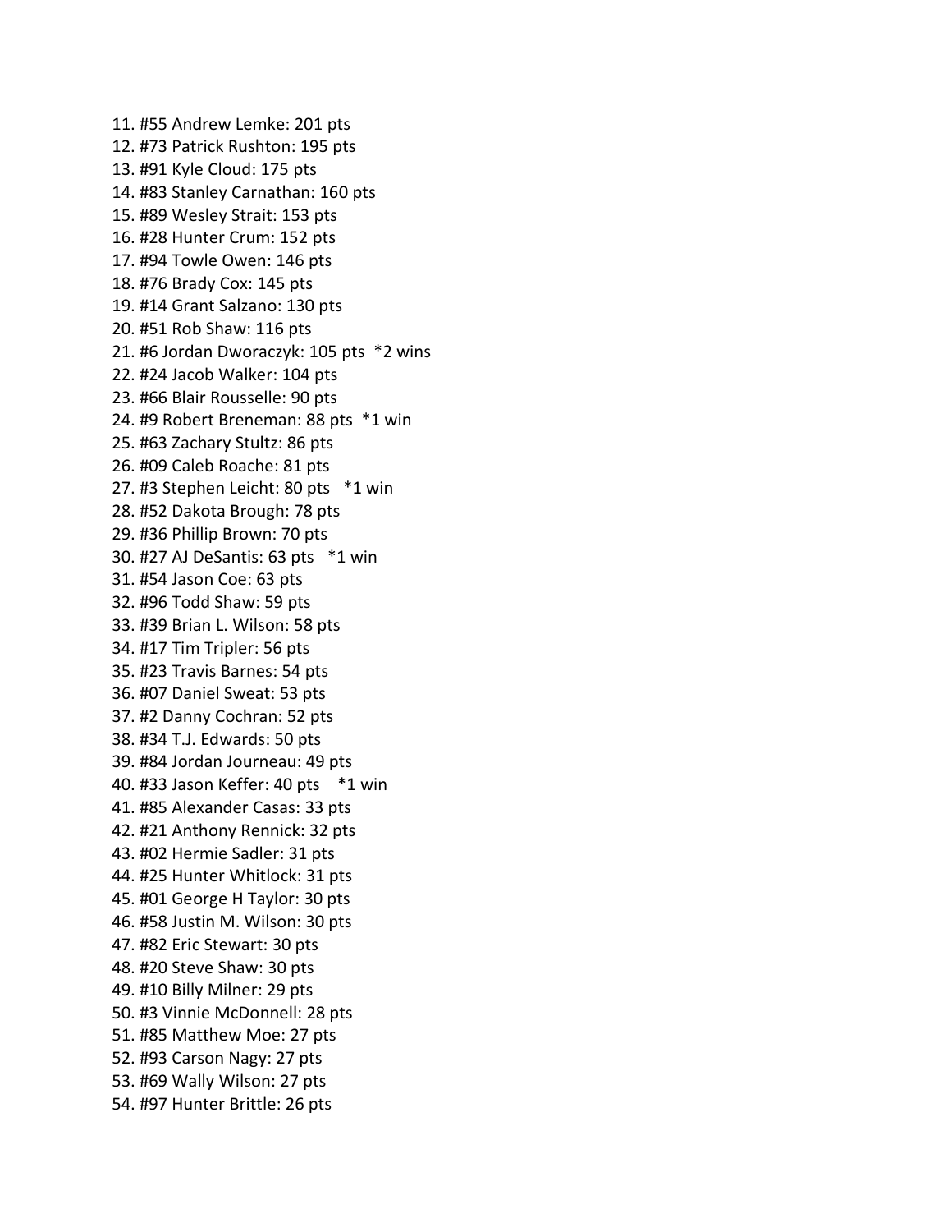11. #55 Andrew Lemke: 201 pts
12. #73 Patrick Rushton: 195 pts
13. #91 Kyle Cloud: 175 pts
14. #83 Stanley Carnathan: 160 pts
15. #89 Wesley Strait: 153 pts
16. #28 Hunter Crum: 152 pts
17. #94 Towle Owen: 146 pts
18. #76 Brady Cox: 145 pts
19. #14 Grant Salzano: 130 pts
20. #51 Rob Shaw: 116 pts
21. #6 Jordan Dworaczyk: 105 pts *2 wins
22. #24 Jacob Walker: 104 pts
23. #66 Blair Rousselle: 90 pts
24. #9 Robert Breneman: 88 pts *1 win
25. #63 Zachary Stultz: 86 pts
26. #09 Caleb Roache: 81 pts
27. #3 Stephen Leicht: 80 pts *1 win
28. #52 Dakota Brough: 78 pts
29. #36 Phillip Brown: 70 pts
30. #27 AJ DeSantis: 63 pts *1 win
31. #54 Jason Coe: 63 pts
32. #96 Todd Shaw: 59 pts
33. #39 Brian L. Wilson: 58 pts
34. #17 Tim Tripler: 56 pts
35. #23 Travis Barnes: 54 pts
36. #07 Daniel Sweat: 53 pts
37. #2 Danny Cochran: 52 pts
38. #34 T.J. Edwards: 50 pts
39. #84 Jordan Journeau: 49 pts
40. #33 Jason Keffer: 40 pts *1 win
41. #85 Alexander Casas: 33 pts
42. #21 Anthony Rennick: 32 pts
43. #02 Hermie Sadler: 31 pts
44. #25 Hunter Whitlock: 31 pts
45. #01 George H Taylor: 30 pts
46. #58 Justin M. Wilson: 30 pts
47. #82 Eric Stewart: 30 pts
48. #20 Steve Shaw: 30 pts
49. #10 Billy Milner: 29 pts
50. #3 Vinnie McDonnell: 28 pts
51. #85 Matthew Moe: 27 pts
52. #93 Carson Nagy: 27 pts
53. #69 Wally Wilson: 27 pts
54. #97 Hunter Brittle: 26 pts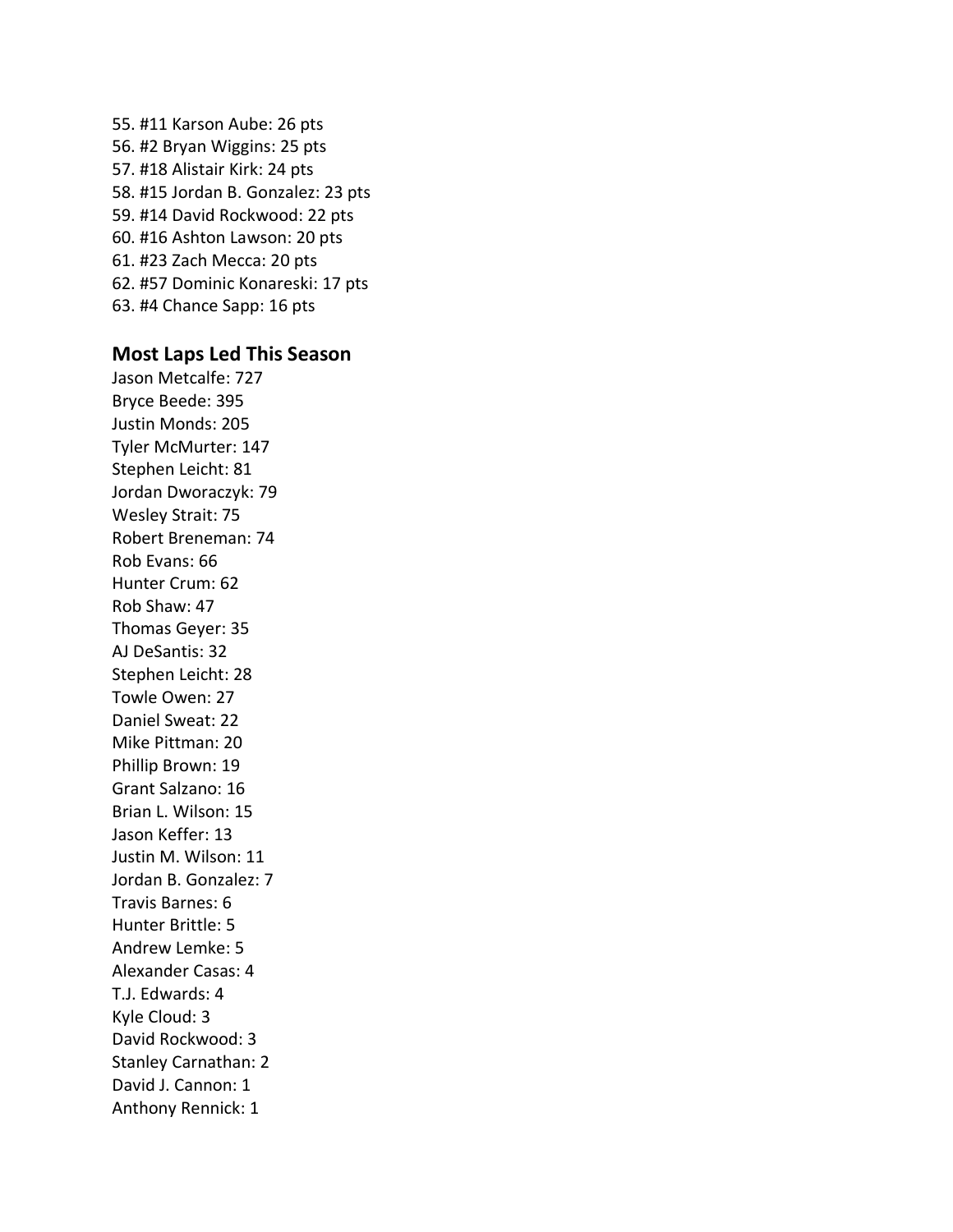55. #11 Karson Aube: 26 pts
56. #2 Bryan Wiggins: 25 pts
57. #18 Alistair Kirk: 24 pts
58. #15 Jordan B. Gonzalez: 23 pts
59. #14 David Rockwood: 22 pts
60. #16 Ashton Lawson: 20 pts
61. #23 Zach Mecca: 20 pts
62. #57 Dominic Konareski: 17 pts
63. #4 Chance Sapp: 16 pts

### Most Laps Led This Season

Jason Metcalfe: 727
Bryce Beede: 395
Justin Monds: 205
Tyler McMurter: 147
Stephen Leicht: 81
Jordan Dworaczyk: 79
Wesley Strait: 75
Robert Breneman: 74
Rob Evans: 66
Hunter Crum: 62
Rob Shaw: 47
Thomas Geyer: 35
AJ DeSantis: 32
Stephen Leicht: 28
Towle Owen: 27
Daniel Sweat: 22
Mike Pittman: 20
Phillip Brown: 19
Grant Salzano: 16
Brian L. Wilson: 15
Jason Keffer: 13
Justin M. Wilson: 11
Jordan B. Gonzalez: 7
Travis Barnes: 6
Hunter Brittle: 5
Andrew Lemke: 5
Alexander Casas: 4
T.J. Edwards: 4
Kyle Cloud: 3
David Rockwood: 3
Stanley Carnathan: 2
David J. Cannon: 1
Anthony Rennick: 1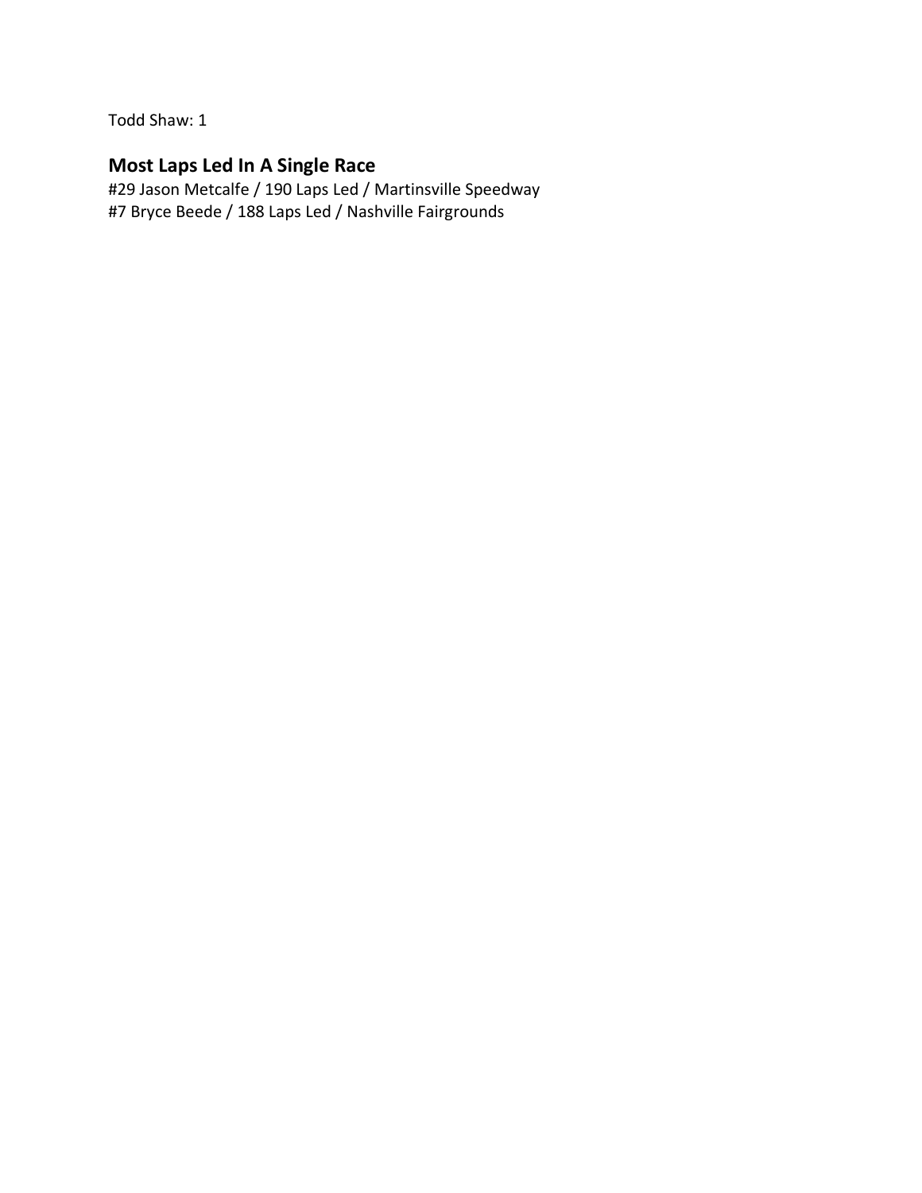Todd Shaw: 1

## Most Laps Led In A Single Race

#29 Jason Metcalfe / 190 Laps Led / Martinsville Speedway
#7 Bryce Beede / 188 Laps Led / Nashville Fairgrounds